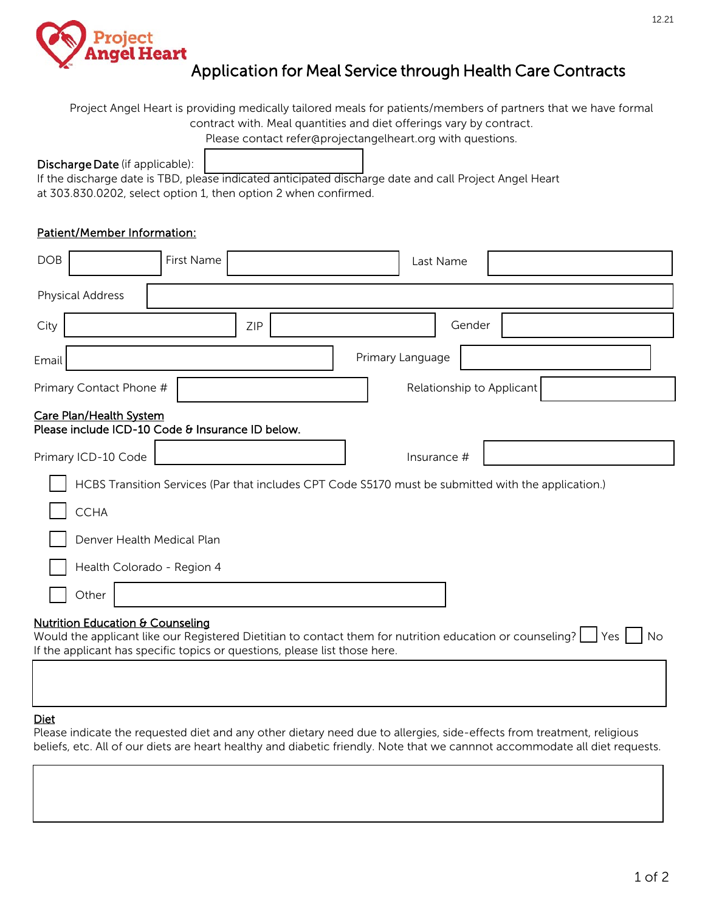# Project Angel Heart

## Application for Meal Service through Health Care Contracts

Project Angel Heart is providing medically tailored meals for patients/members of partners that we have formal contract with. Meal quantities and diet offerings vary by contract.
Please contact refer@projectangelheart.org with questions.

**Discharge Date** (if applicable): ______________

If the discharge date is TBD, please indicated anticipated discharge date and call Project Angel Heart at 303.830.0202, select option 1, then option 2 when confirmed.

### Patient/Member Information:

| | | | | | |
|---|---|---|---|---|---|
| DOB | | First Name | | Last Name | |
| Physical Address | | | | | |
| City | | ZIP | | Gender | |
| Email | | Primary Language | | | |
| Primary Contact Phone # | | Relationship to Applicant | | | |

### Care Plan/Health System

**Please include ICD-10 Code & Insurance ID below.**

Primary ICD-10 Code ______________ Insurance # ______________

- ☐ HCBS Transition Services (Par that includes CPT Code S5170 must be submitted with the application.)
- ☐ CCHA
- ☐ Denver Health Medical Plan
- ☐ Health Colorado - Region 4
- ☐ Other ______________

### Nutrition Education & Counseling

Would the applicant like our Registered Dietitian to contact them for nutrition education or counseling? ☐ Yes ☐ No

If the applicant has specific topics or questions, please list those here.

### Diet

Please indicate the requested diet and any other dietary need due to allergies, side-effects from treatment, religious beliefs, etc. All of our diets are heart healthy and diabetic friendly. Note that we cannnot accommodate all diet requests.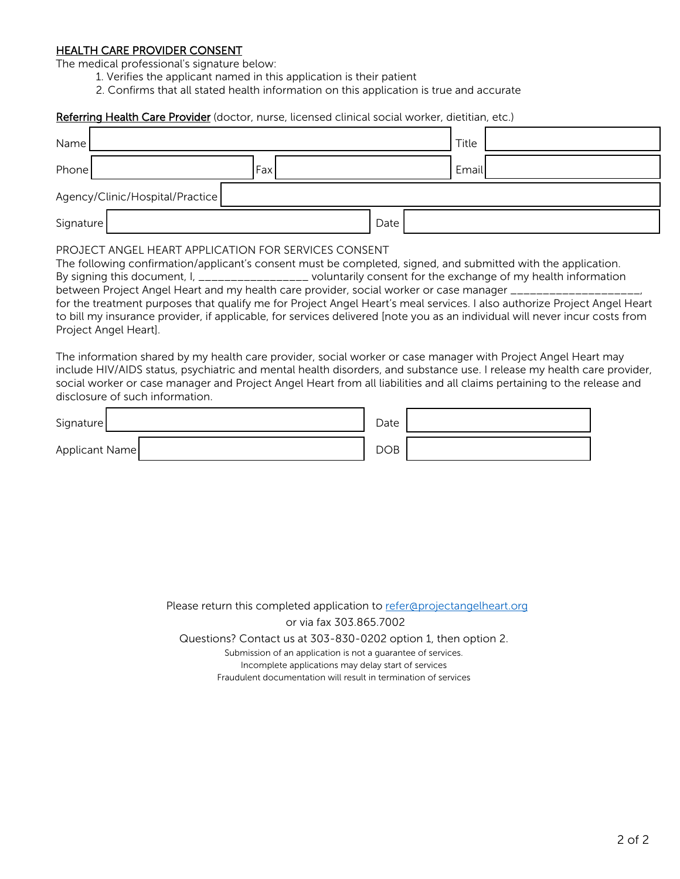## HEALTH CARE PROVIDER CONSENT

The medical professional's signature below:

1. Verifies the applicant named in this application is their patient
2. Confirms that all stated health information on this application is true and accurate

**Referring Health Care Provider** (doctor, nurse, licensed clinical social worker, dietitian, etc.)

| | | | |
|---|---|---|---|
| Name | | Title | |
| Phone | Fax | Email | |
| Agency/Clinic/Hospital/Practice | | | |
| Signature | | Date | |

PROJECT ANGEL HEART APPLICATION FOR SERVICES CONSENT

The following confirmation/applicant's consent must be completed, signed, and submitted with the application. By signing this document, I, ________________ voluntarily consent for the exchange of my health information between Project Angel Heart and my health care provider, social worker or case manager ____________________, for the treatment purposes that qualify me for Project Angel Heart's meal services. I also authorize Project Angel Heart to bill my insurance provider, if applicable, for services delivered [note you as an individual will never incur costs from Project Angel Heart].

The information shared by my health care provider, social worker or case manager with Project Angel Heart may include HIV/AIDS status, psychiatric and mental health disorders, and substance use. I release my health care provider, social worker or case manager and Project Angel Heart from all liabilities and all claims pertaining to the release and disclosure of such information.

| | | | |
|---|---|---|---|
| Signature | | Date | |
| Applicant Name | | DOB | |

Please return this completed application to refer@projectangelheart.org

or via fax 303.865.7002

Questions? Contact us at 303-830-0202 option 1, then option 2.

Submission of an application is not a guarantee of services.

Incomplete applications may delay start of services

Fraudulent documentation will result in termination of services